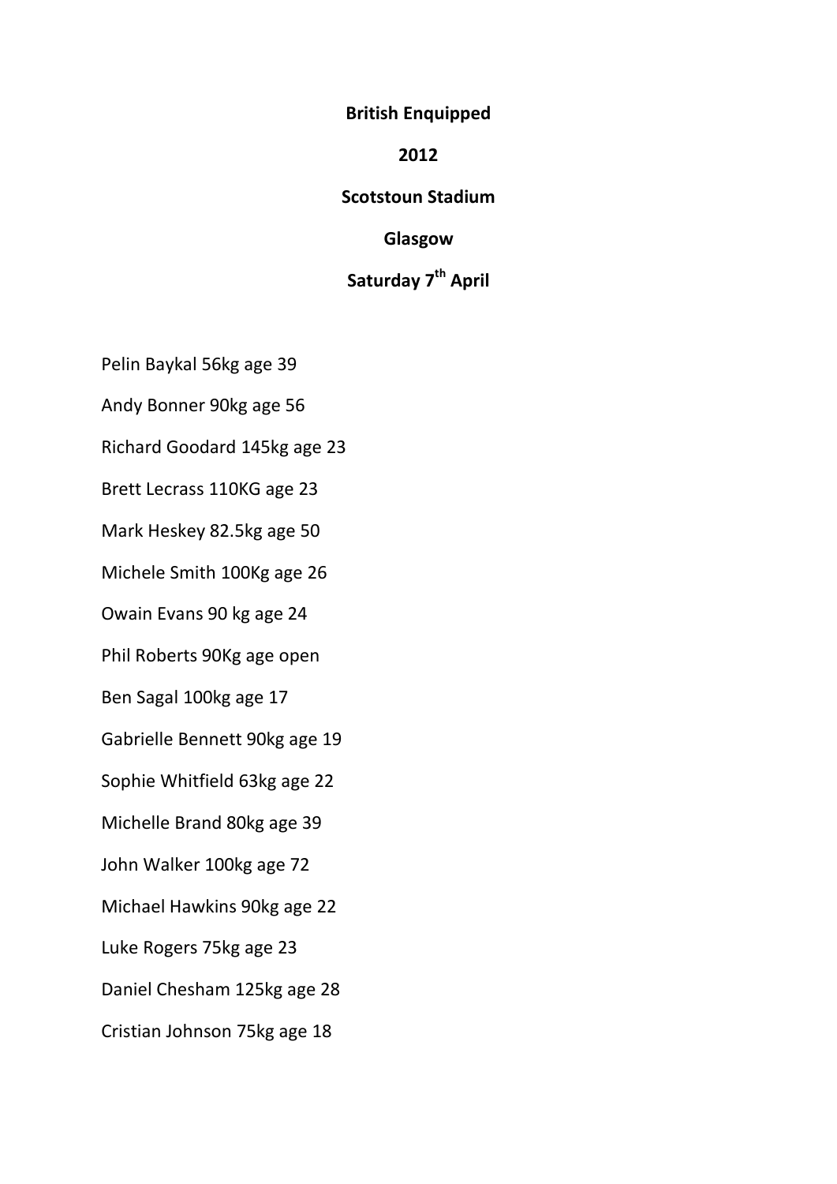**British Enquipped**

**2012**

**Scotstoun Stadium**

**Glasgow**

**Saturday 7th April**

Pelin Baykal 56kg age 39

Andy Bonner 90kg age 56

Richard Goodard 145kg age 23

Brett Lecrass 110KG age 23

Mark Heskey 82.5kg age 50

Michele Smith 100Kg age 26

Owain Evans 90 kg age 24

Phil Roberts 90Kg age open

Ben Sagal 100kg age 17

Gabrielle Bennett 90kg age 19

Sophie Whitfield 63kg age 22

Michelle Brand 80kg age 39

John Walker 100kg age 72

Michael Hawkins 90kg age 22

Luke Rogers 75kg age 23

Daniel Chesham 125kg age 28

Cristian Johnson 75kg age 18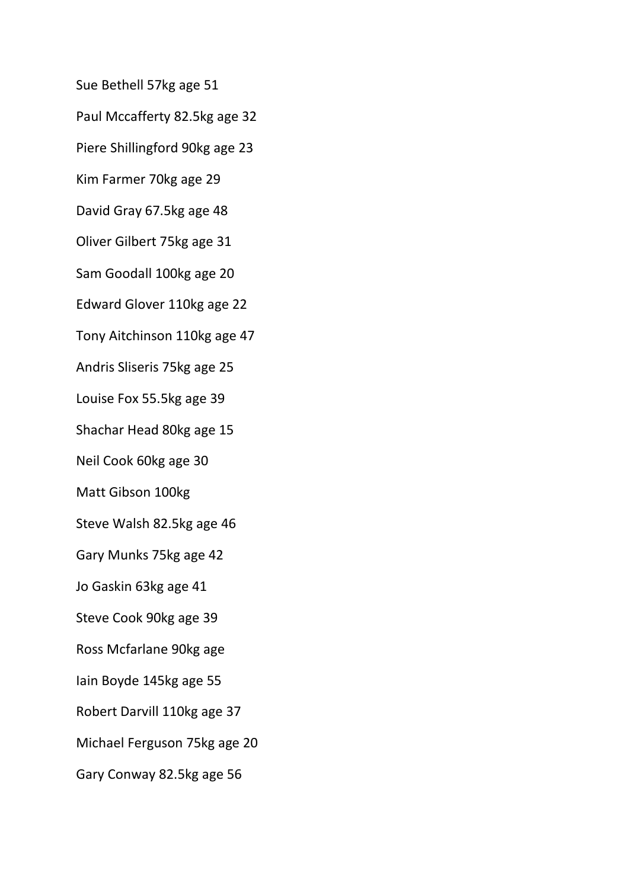Sue Bethell 57kg age 51

Paul Mccafferty 82.5kg age 32

Piere Shillingford 90kg age 23

Kim Farmer 70kg age 29

David Gray 67.5kg age 48

Oliver Gilbert 75kg age 31

Sam Goodall 100kg age 20

Edward Glover 110kg age 22

Tony Aitchinson 110kg age 47

Andris Sliseris 75kg age 25

Louise Fox 55.5kg age 39

Shachar Head 80kg age 15

Neil Cook 60kg age 30

Matt Gibson 100kg

Steve Walsh 82.5kg age 46

Gary Munks 75kg age 42

Jo Gaskin 63kg age 41

Steve Cook 90kg age 39

Ross Mcfarlane 90kg age

Iain Boyde 145kg age 55

Robert Darvill 110kg age 37

Michael Ferguson 75kg age 20

Gary Conway 82.5kg age 56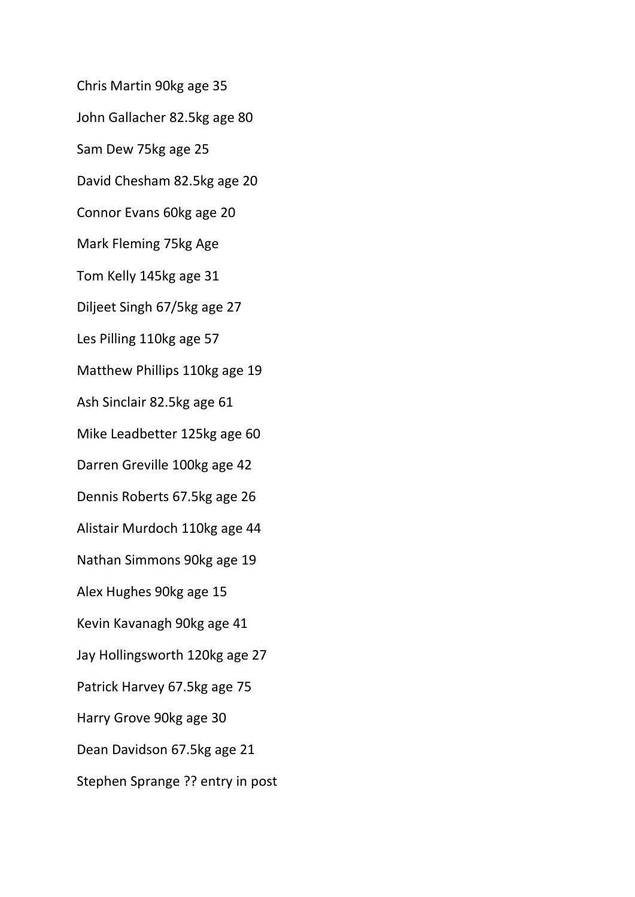Chris Martin 90kg age 35

John Gallacher 82.5kg age 80

Sam Dew 75kg age 25

David Chesham 82.5kg age 20

Connor Evans 60kg age 20

Mark Fleming 75kg Age

Tom Kelly 145kg age 31

Diljeet Singh 67/5kg age 27

Les Pilling 110kg age 57

Matthew Phillips 110kg age 19

Ash Sinclair 82.5kg age 61

Mike Leadbetter 125kg age 60

Darren Greville 100kg age 42

Dennis Roberts 67.5kg age 26

Alistair Murdoch 110kg age 44

Nathan Simmons 90kg age 19

Alex Hughes 90kg age 15

Kevin Kavanagh 90kg age 41

Jay Hollingsworth 120kg age 27

Patrick Harvey 67.5kg age 75

Harry Grove 90kg age 30

Dean Davidson 67.5kg age 21

Stephen Sprange ?? entry in post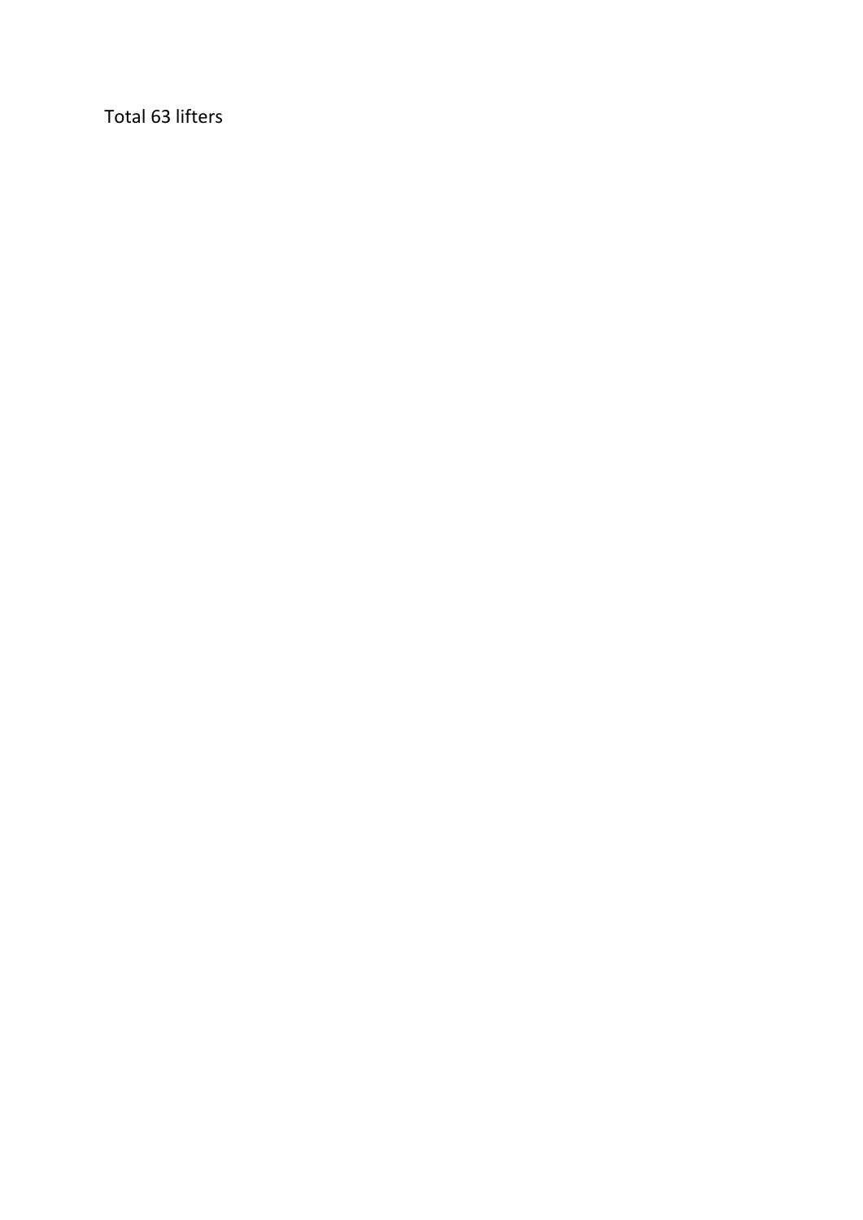Total 63 lifters